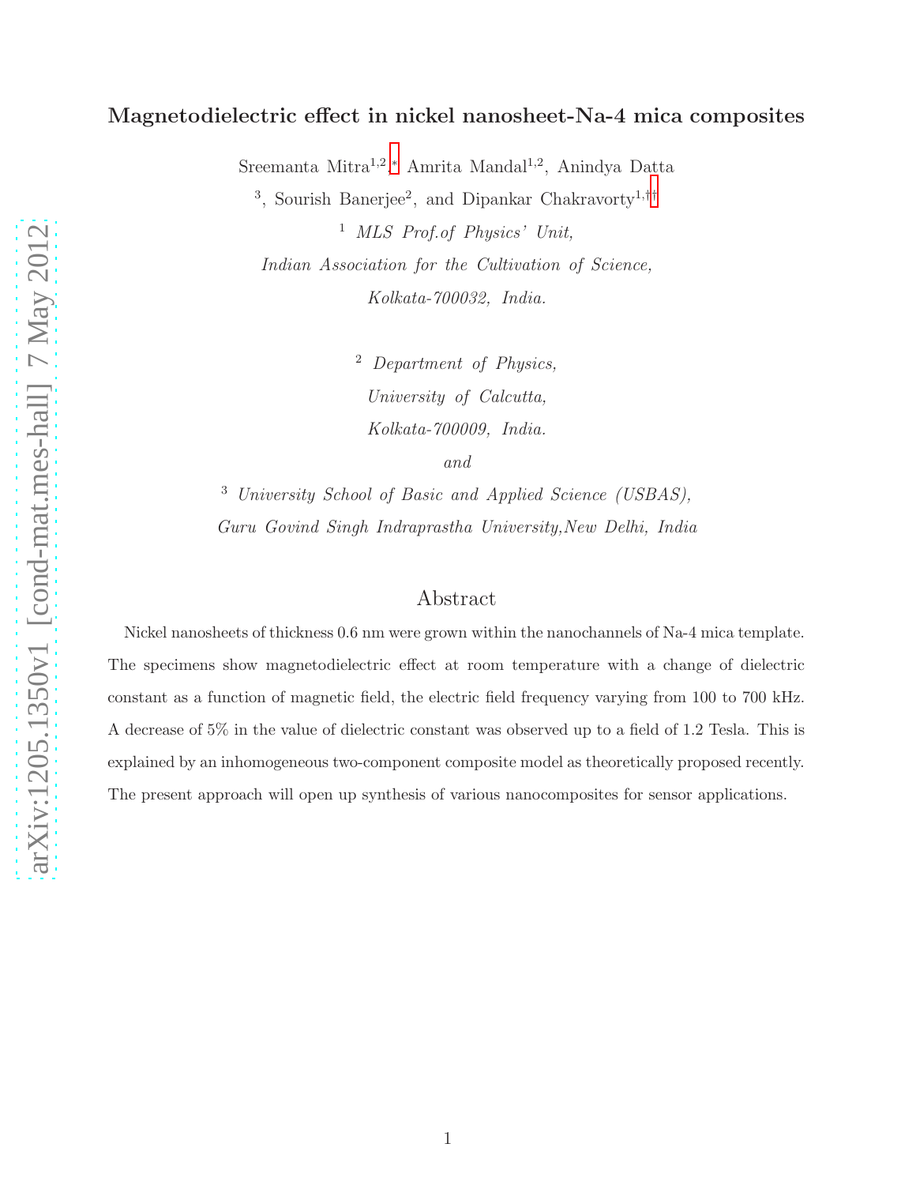# Magnetodielectric effect in nickel nanosheet-Na-4 mica composites

Sreemanta Mitra[1,2,*], Amrita Mandal[1,2], Anindya Datta[3], Sourish Banerjee[2], and Dipankar Chakravorty[1,††]

[1] *MLS Prof.of Physics' Unit, Indian Association for the Cultivation of Science, Kolkata-700032, India.*

[2] *Department of Physics, University of Calcutta, Kolkata-700009, India.*

*and*

[3] *University School of Basic and Applied Science (USBAS), Guru Govind Singh Indraprastha University,New Delhi, India*

## Abstract

Nickel nanosheets of thickness 0.6 nm were grown within the nanochannels of Na-4 mica template. The specimens show magnetodielectric effect at room temperature with a change of dielectric constant as a function of magnetic field, the electric field frequency varying from 100 to 700 kHz. A decrease of 5% in the value of dielectric constant was observed up to a field of 1.2 Tesla. This is explained by an inhomogeneous two-component composite model as theoretically proposed recently. The present approach will open up synthesis of various nanocomposites for sensor applications.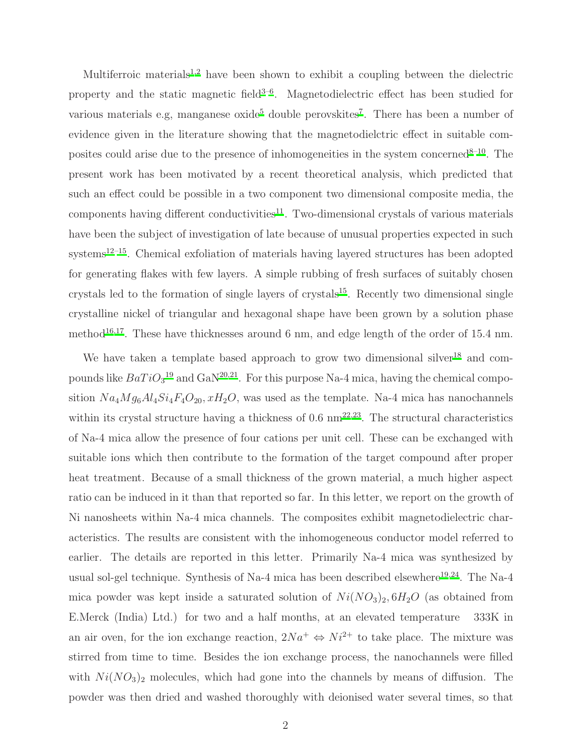Multiferroic materials[1,2] have been shown to exhibit a coupling between the dielectric property and the static magnetic field[3–6]. Magnetodielectric effect has been studied for various materials e.g, manganese oxide[5] double perovskites[7]. There has been a number of evidence given in the literature showing that the magnetodielctric effect in suitable composites could arise due to the presence of inhomogeneities in the system concerned[8–10]. The present work has been motivated by a recent theoretical analysis, which predicted that such an effect could be possible in a two component two dimensional composite media, the components having different conductivities[11]. Two-dimensional crystals of various materials have been the subject of investigation of late because of unusual properties expected in such systems[12–15]. Chemical exfoliation of materials having layered structures has been adopted for generating flakes with few layers. A simple rubbing of fresh surfaces of suitably chosen crystals led to the formation of single layers of crystals[15]. Recently two dimensional single crystalline nickel of triangular and hexagonal shape have been grown by a solution phase method[16,17]. These have thicknesses around 6 nm, and edge length of the order of 15.4 nm.

We have taken a template based approach to grow two dimensional silver[18] and compounds like $BaTiO_3$[19] and GaN[20,21]. For this purpose Na-4 mica, having the chemical composition $Na_4Mg_6Al_4Si_4F_4O_{20}, xH_2O$, was used as the template. Na-4 mica has nanochannels within its crystal structure having a thickness of 0.6 nm[22,23]. The structural characteristics of Na-4 mica allow the presence of four cations per unit cell. These can be exchanged with suitable ions which then contribute to the formation of the target compound after proper heat treatment. Because of a small thickness of the grown material, a much higher aspect ratio can be induced in it than that reported so far. In this letter, we report on the growth of Ni nanosheets within Na-4 mica channels. The composites exhibit magnetodielectric characteristics. The results are consistent with the inhomogeneous conductor model referred to earlier. The details are reported in this letter. Primarily Na-4 mica was synthesized by usual sol-gel technique. Synthesis of Na-4 mica has been described elsewhere[19,24]. The Na-4 mica powder was kept inside a saturated solution of $Ni(NO_3)_2, 6H_2O$ (as obtained from E.Merck (India) Ltd.) for two and a half months, at an elevated temperature 333K in an air oven, for the ion exchange reaction, $2Na^+ \Leftrightarrow Ni^{2+}$ to take place. The mixture was stirred from time to time. Besides the ion exchange process, the nanochannels were filled with $Ni(NO_3)_2$ molecules, which had gone into the channels by means of diffusion. The powder was then dried and washed thoroughly with deionised water several times, so that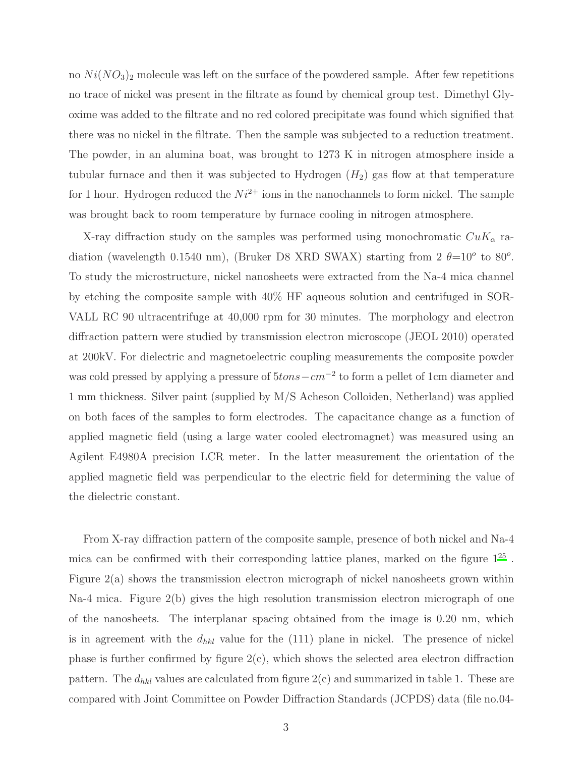no $Ni(NO_3)_2$ molecule was left on the surface of the powdered sample. After few repetitions no trace of nickel was present in the filtrate as found by chemical group test. Dimethyl Glyoxime was added to the filtrate and no red colored precipitate was found which signified that there was no nickel in the filtrate. Then the sample was subjected to a reduction treatment. The powder, in an alumina boat, was brought to 1273 K in nitrogen atmosphere inside a tubular furnace and then it was subjected to Hydrogen ($H_2$) gas flow at that temperature for 1 hour. Hydrogen reduced the $Ni^{2+}$ ions in the nanochannels to form nickel. The sample was brought back to room temperature by furnace cooling in nitrogen atmosphere.

X-ray diffraction study on the samples was performed using monochromatic $CuK_\alpha$ radiation (wavelength 0.1540 nm), (Bruker D8 XRD SWAX) starting from 2 $\theta$=10$^o$ to 80$^o$. To study the microstructure, nickel nanosheets were extracted from the Na-4 mica channel by etching the composite sample with 40% HF aqueous solution and centrifuged in SORVALL RC 90 ultracentrifuge at 40,000 rpm for 30 minutes. The morphology and electron diffraction pattern were studied by transmission electron microscope (JEOL 2010) operated at 200kV. For dielectric and magnetoelectric coupling measurements the composite powder was cold pressed by applying a pressure of $5tons-cm^{-2}$ to form a pellet of 1cm diameter and 1 mm thickness. Silver paint (supplied by M/S Acheson Colloiden, Netherland) was applied on both faces of the samples to form electrodes. The capacitance change as a function of applied magnetic field (using a large water cooled electromagnet) was measured using an Agilent E4980A precision LCR meter. In the latter measurement the orientation of the applied magnetic field was perpendicular to the electric field for determining the value of the dielectric constant.

From X-ray diffraction pattern of the composite sample, presence of both nickel and Na-4 mica can be confirmed with their corresponding lattice planes, marked on the figure 1[25] . Figure 2(a) shows the transmission electron micrograph of nickel nanosheets grown within Na-4 mica. Figure 2(b) gives the high resolution transmission electron micrograph of one of the nanosheets. The interplanar spacing obtained from the image is 0.20 nm, which is in agreement with the $d_{hkl}$ value for the (111) plane in nickel. The presence of nickel phase is further confirmed by figure 2(c), which shows the selected area electron diffraction pattern. The $d_{hkl}$ values are calculated from figure 2(c) and summarized in table 1. These are compared with Joint Committee on Powder Diffraction Standards (JCPDS) data (file no.04-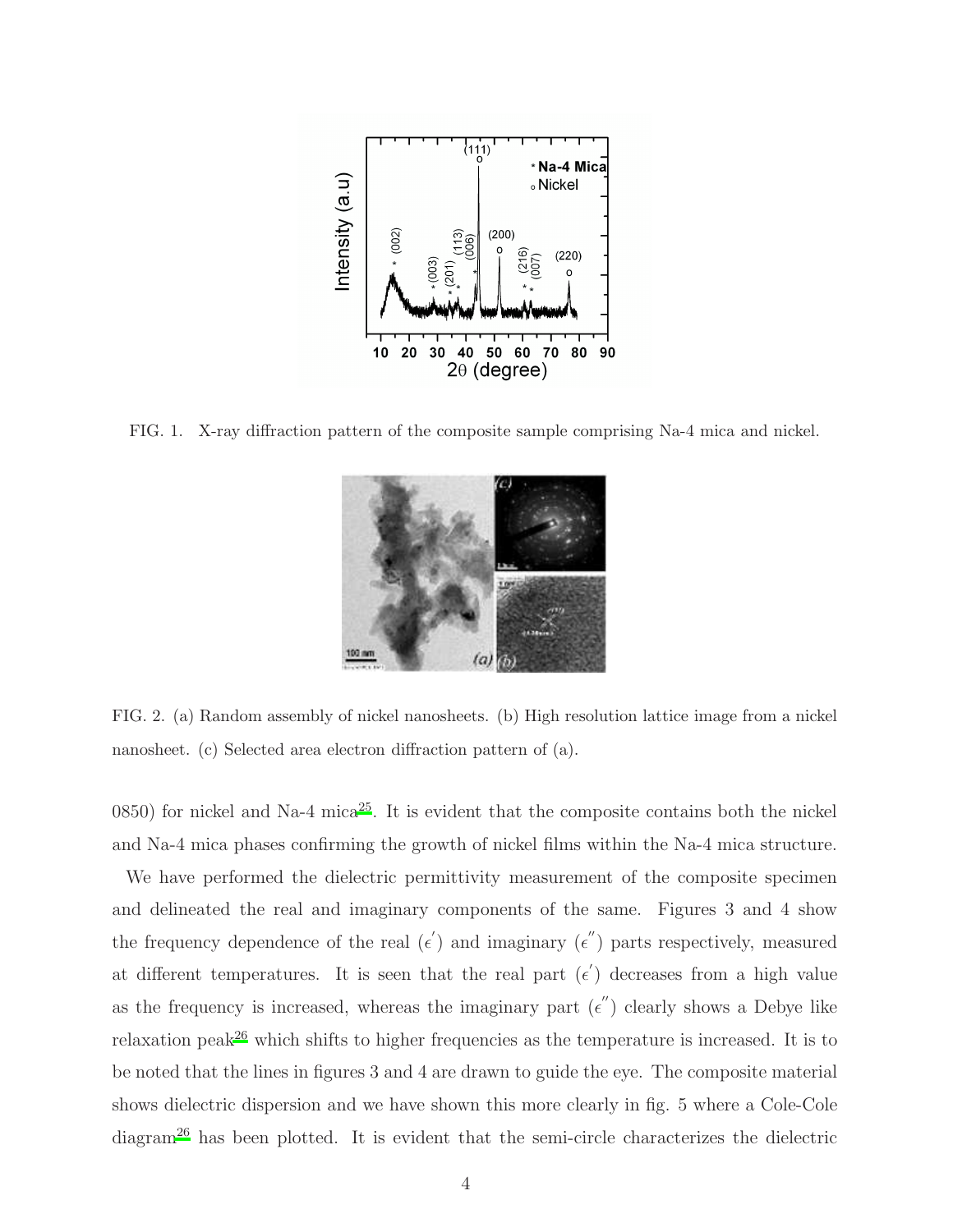FIG. 1. X-ray diffraction pattern of the composite sample comprising Na-4 mica and nickel.

FIG. 2. (a) Random assembly of nickel nanosheets. (b) High resolution lattice image from a nickel nanosheet. (c) Selected area electron diffraction pattern of (a).

0850) for nickel and Na-4 mica[25]. It is evident that the composite contains both the nickel and Na-4 mica phases confirming the growth of nickel films within the Na-4 mica structure.

We have performed the dielectric permittivity measurement of the composite specimen and delineated the real and imaginary components of the same. Figures 3 and 4 show the frequency dependence of the real ($\epsilon^{'}$) and imaginary ($\epsilon^{''}$) parts respectively, measured at different temperatures. It is seen that the real part ($\epsilon^{'}$) decreases from a high value as the frequency is increased, whereas the imaginary part ($\epsilon^{''}$) clearly shows a Debye like relaxation peak[26] which shifts to higher frequencies as the temperature is increased. It is to be noted that the lines in figures 3 and 4 are drawn to guide the eye. The composite material shows dielectric dispersion and we have shown this more clearly in fig. 5 where a Cole-Cole diagram[26] has been plotted. It is evident that the semi-circle characterizes the dielectric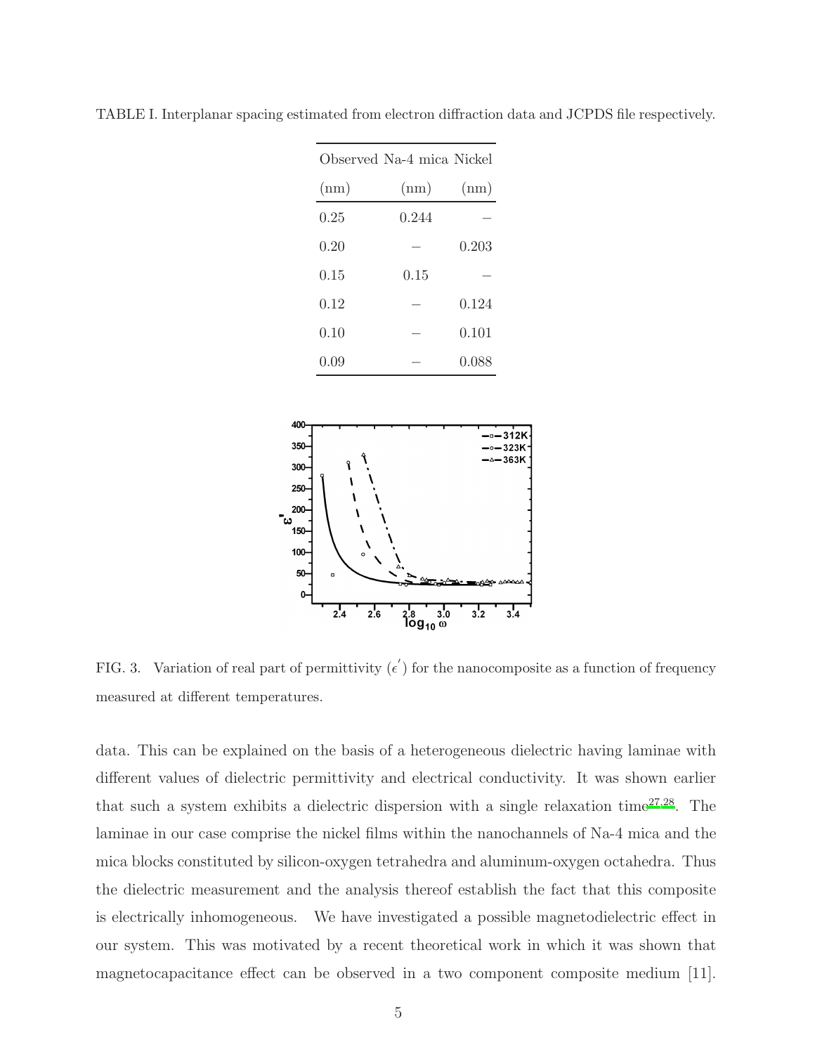TABLE I. Interplanar spacing estimated from electron diffraction data and JCPDS file respectively.

| Observed (nm) | Na-4 mica (nm) | Nickel (nm) |
|---|---|---|
| 0.25 | 0.244 | – |
| 0.20 | – | 0.203 |
| 0.15 | 0.15 | – |
| 0.12 | – | 0.124 |
| 0.10 | – | 0.101 |
| 0.09 | – | 0.088 |

FIG. 3. Variation of real part of permittivity ($\epsilon'$) for the nanocomposite as a function of frequency measured at different temperatures.

data. This can be explained on the basis of a heterogeneous dielectric having laminae with different values of dielectric permittivity and electrical conductivity. It was shown earlier that such a system exhibits a dielectric dispersion with a single relaxation time[27,28]. The laminae in our case comprise the nickel films within the nanochannels of Na-4 mica and the mica blocks constituted by silicon-oxygen tetrahedra and aluminum-oxygen octahedra. Thus the dielectric measurement and the analysis thereof establish the fact that this composite is electrically inhomogeneous. We have investigated a possible magnetodielectric effect in our system. This was motivated by a recent theoretical work in which it was shown that magnetocapacitance effect can be observed in a two component composite medium [11].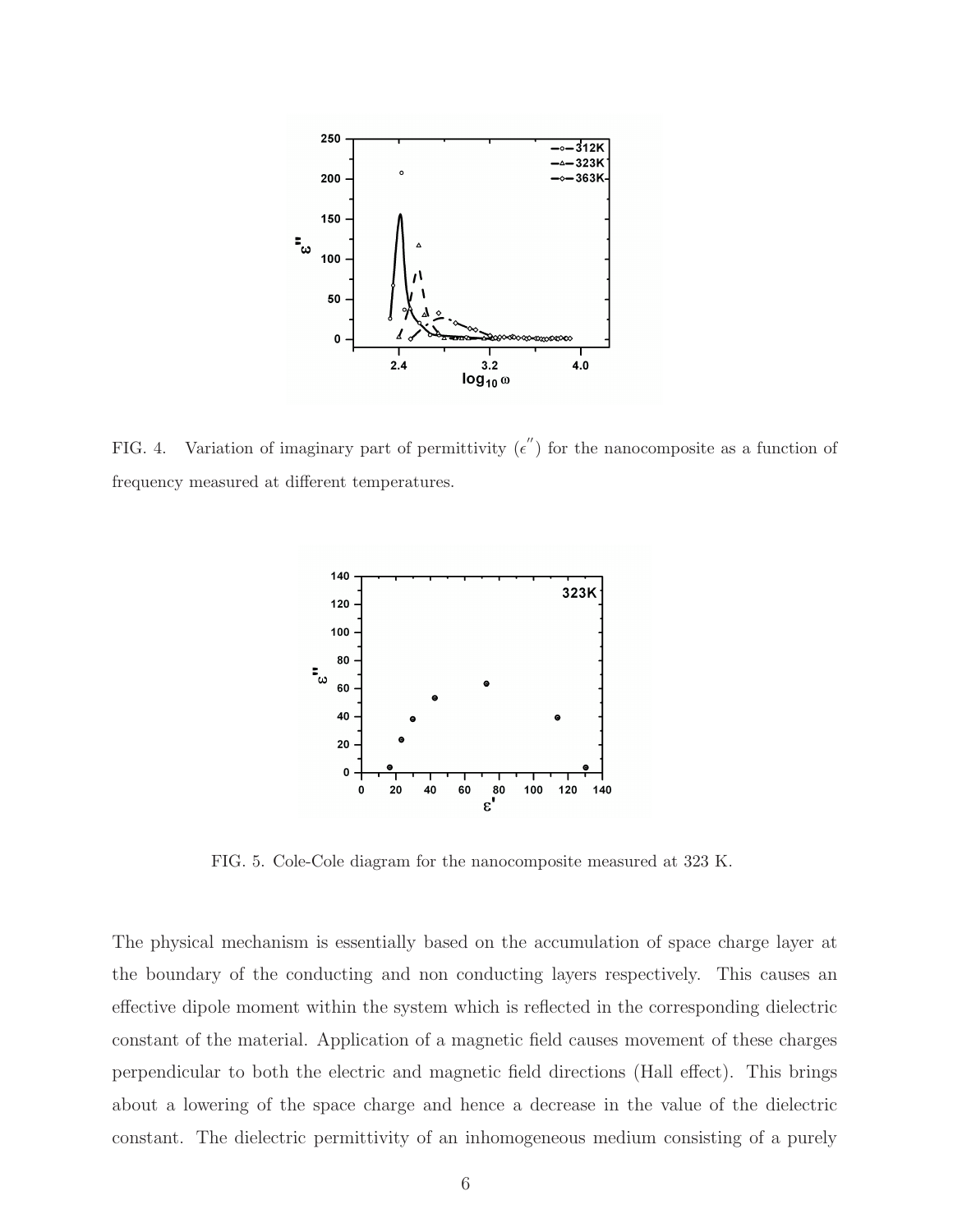FIG. 4. Variation of imaginary part of permittivity ($\epsilon''$) for the nanocomposite as a function of frequency measured at different temperatures.

FIG. 5. Cole-Cole diagram for the nanocomposite measured at 323 K.

The physical mechanism is essentially based on the accumulation of space charge layer at the boundary of the conducting and non conducting layers respectively. This causes an effective dipole moment within the system which is reflected in the corresponding dielectric constant of the material. Application of a magnetic field causes movement of these charges perpendicular to both the electric and magnetic field directions (Hall effect). This brings about a lowering of the space charge and hence a decrease in the value of the dielectric constant. The dielectric permittivity of an inhomogeneous medium consisting of a purely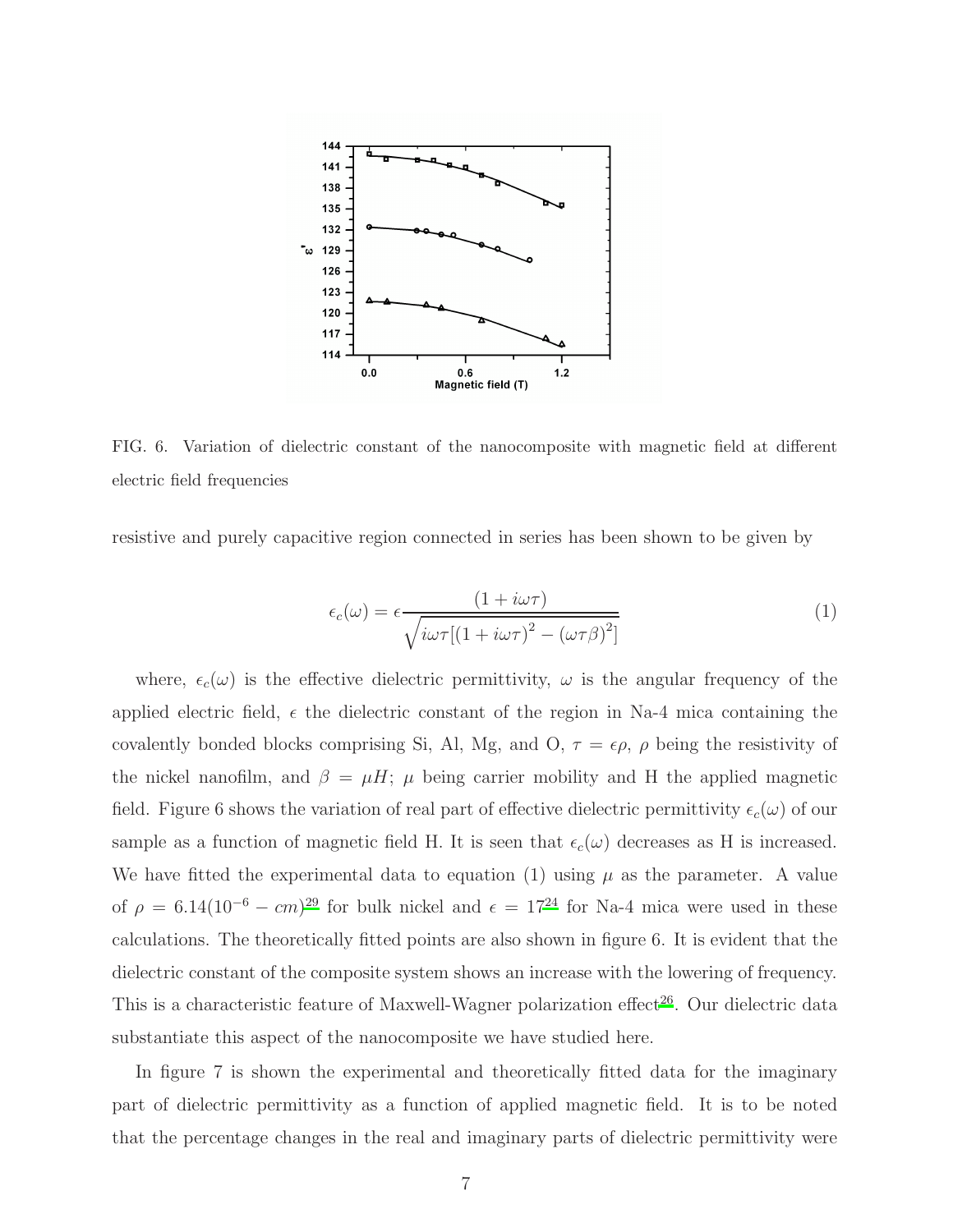FIG. 6. Variation of dielectric constant of the nanocomposite with magnetic field at different electric field frequencies

resistive and purely capacitive region connected in series has been shown to be given by

$$\epsilon_c(\omega) = \epsilon \frac{(1 + i\omega\tau)}{\sqrt{i\omega\tau[(1 + i\omega\tau)^2 - (\omega\tau\beta)^2]}} \tag{1}$$

where, $\epsilon_c(\omega)$ is the effective dielectric permittivity, $\omega$ is the angular frequency of the applied electric field, $\epsilon$ the dielectric constant of the region in Na-4 mica containing the covalently bonded blocks comprising Si, Al, Mg, and O, $\tau = \epsilon\rho$, $\rho$ being the resistivity of the nickel nanofilm, and $\beta = \mu H$; $\mu$ being carrier mobility and H the applied magnetic field. Figure 6 shows the variation of real part of effective dielectric permittivity $\epsilon_c(\omega)$ of our sample as a function of magnetic field H. It is seen that $\epsilon_c(\omega)$ decreases as H is increased. We have fitted the experimental data to equation (1) using $\mu$ as the parameter. A value of $\rho = 6.14(10^{-6} - cm)$[29] for bulk nickel and $\epsilon = 17$[24] for Na-4 mica were used in these calculations. The theoretically fitted points are also shown in figure 6. It is evident that the dielectric constant of the composite system shows an increase with the lowering of frequency. This is a characteristic feature of Maxwell-Wagner polarization effect[26]. Our dielectric data substantiate this aspect of the nanocomposite we have studied here.

In figure 7 is shown the experimental and theoretically fitted data for the imaginary part of dielectric permittivity as a function of applied magnetic field. It is to be noted that the percentage changes in the real and imaginary parts of dielectric permittivity were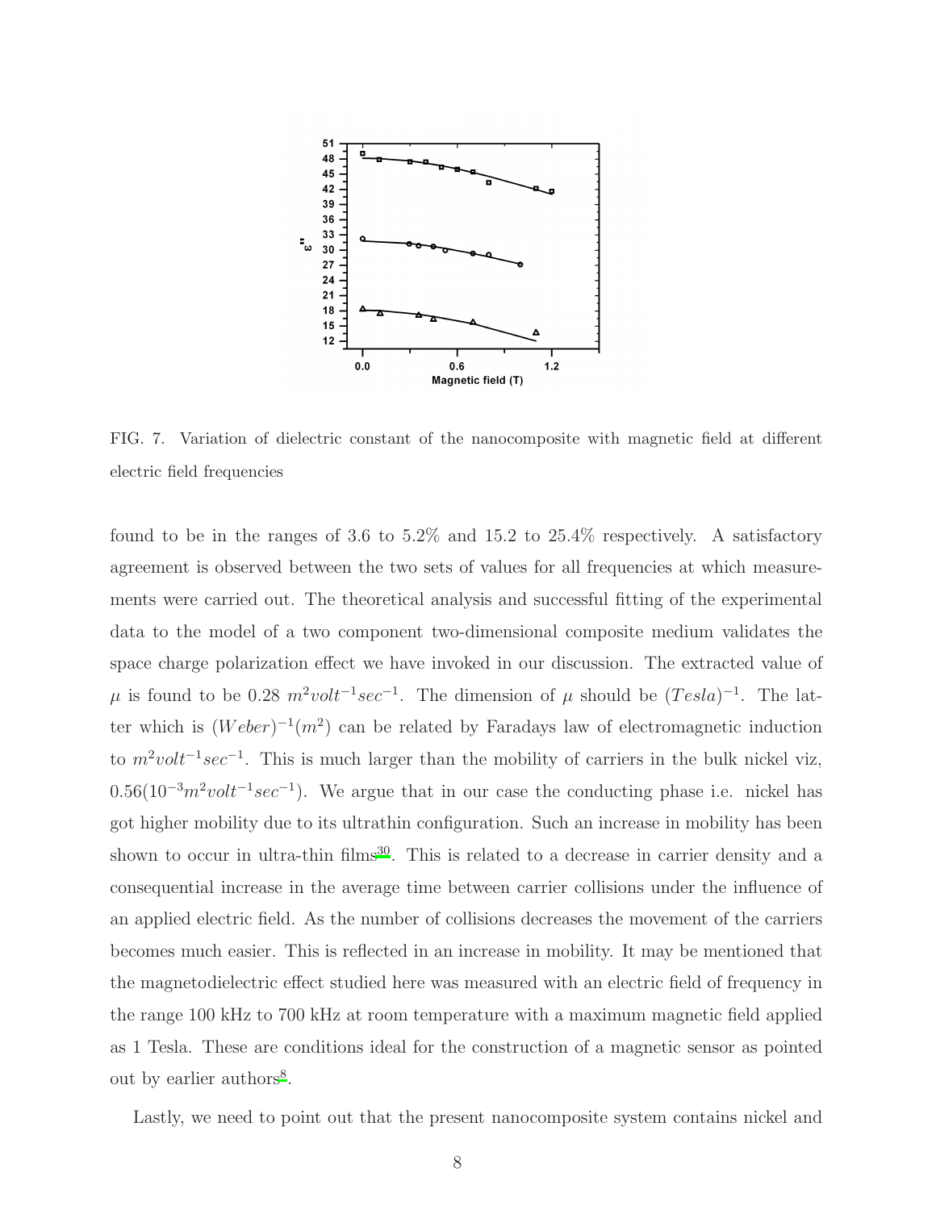FIG. 7. Variation of dielectric constant of the nanocomposite with magnetic field at different electric field frequencies

found to be in the ranges of 3.6 to 5.2% and 15.2 to 25.4% respectively. A satisfactory agreement is observed between the two sets of values for all frequencies at which measurements were carried out. The theoretical analysis and successful fitting of the experimental data to the model of a two component two-dimensional composite medium validates the space charge polarization effect we have invoked in our discussion. The extracted value of $\mu$ is found to be 0.28 $m^2 volt^{-1} sec^{-1}$. The dimension of $\mu$ should be $(Tesla)^{-1}$. The latter which is $(Weber)^{-1}(m^2)$ can be related by Faradays law of electromagnetic induction to $m^2 volt^{-1} sec^{-1}$. This is much larger than the mobility of carriers in the bulk nickel viz, $0.56(10^{-3} m^2 volt^{-1} sec^{-1})$. We argue that in our case the conducting phase i.e. nickel has got higher mobility due to its ultrathin configuration. Such an increase in mobility has been shown to occur in ultra-thin films[30]. This is related to a decrease in carrier density and a consequential increase in the average time between carrier collisions under the influence of an applied electric field. As the number of collisions decreases the movement of the carriers becomes much easier. This is reflected in an increase in mobility. It may be mentioned that the magnetodielectric effect studied here was measured with an electric field of frequency in the range 100 kHz to 700 kHz at room temperature with a maximum magnetic field applied as 1 Tesla. These are conditions ideal for the construction of a magnetic sensor as pointed out by earlier authors[8].

Lastly, we need to point out that the present nanocomposite system contains nickel and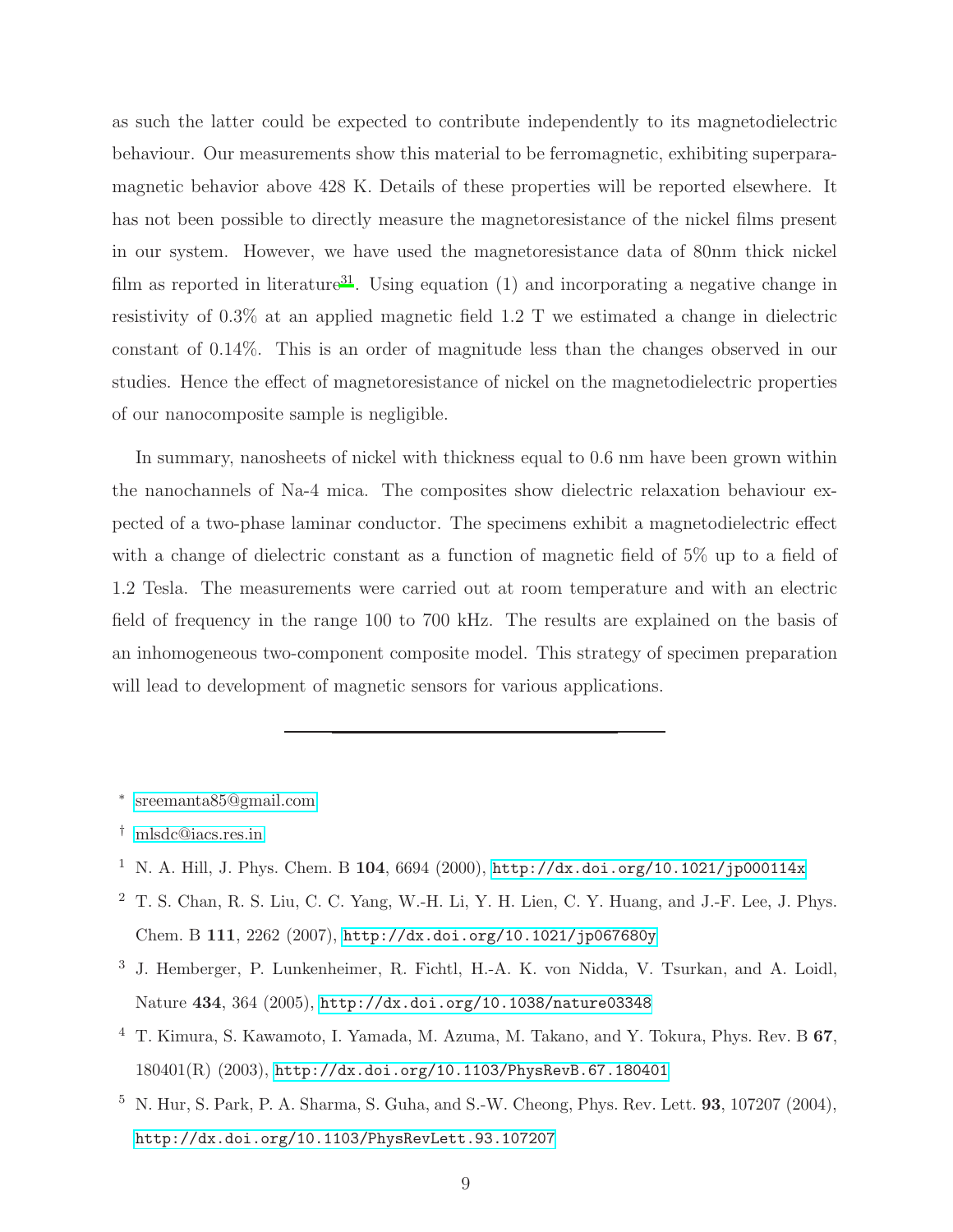as such the latter could be expected to contribute independently to its magnetodielectric behaviour. Our measurements show this material to be ferromagnetic, exhibiting superparamagnetic behavior above 428 K. Details of these properties will be reported elsewhere. It has not been possible to directly measure the magnetoresistance of the nickel films present in our system. However, we have used the magnetoresistance data of 80nm thick nickel film as reported in literature[31]. Using equation (1) and incorporating a negative change in resistivity of 0.3% at an applied magnetic field 1.2 T we estimated a change in dielectric constant of 0.14%. This is an order of magnitude less than the changes observed in our studies. Hence the effect of magnetoresistance of nickel on the magnetodielectric properties of our nanocomposite sample is negligible.

In summary, nanosheets of nickel with thickness equal to 0.6 nm have been grown within the nanochannels of Na-4 mica. The composites show dielectric relaxation behaviour expected of a two-phase laminar conductor. The specimens exhibit a magnetodielectric effect with a change of dielectric constant as a function of magnetic field of 5% up to a field of 1.2 Tesla. The measurements were carried out at room temperature and with an electric field of frequency in the range 100 to 700 kHz. The results are explained on the basis of an inhomogeneous two-component composite model. This strategy of specimen preparation will lead to development of magnetic sensors for various applications.

---

[*] sreemanta85@gmail.com

[†] mlsdc@iacs.res.in

[1] N. A. Hill, J. Phys. Chem. B **104**, 6694 (2000), http://dx.doi.org/10.1021/jp000114x

[2] T. S. Chan, R. S. Liu, C. C. Yang, W.-H. Li, Y. H. Lien, C. Y. Huang, and J.-F. Lee, J. Phys. Chem. B **111**, 2262 (2007), http://dx.doi.org/10.1021/jp067680y

[3] J. Hemberger, P. Lunkenheimer, R. Fichtl, H.-A. K. von Nidda, V. Tsurkan, and A. Loidl, Nature **434**, 364 (2005), http://dx.doi.org/10.1038/nature03348

[4] T. Kimura, S. Kawamoto, I. Yamada, M. Azuma, M. Takano, and Y. Tokura, Phys. Rev. B **67**, 180401(R) (2003), http://dx.doi.org/10.1103/PhysRevB.67.180401

[5] N. Hur, S. Park, P. A. Sharma, S. Guha, and S.-W. Cheong, Phys. Rev. Lett. **93**, 107207 (2004), http://dx.doi.org/10.1103/PhysRevLett.93.107207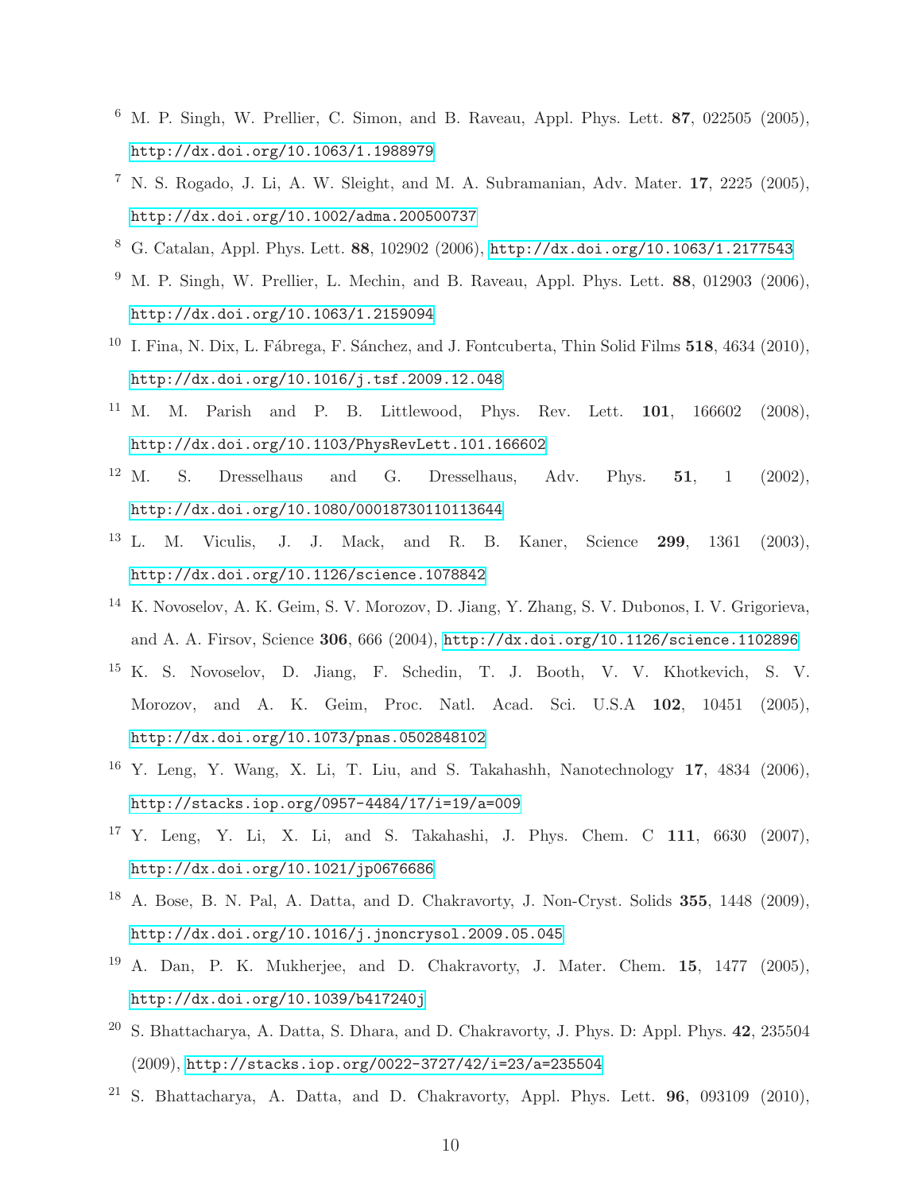[6] M. P. Singh, W. Prellier, C. Simon, and B. Raveau, Appl. Phys. Lett. **87**, 022505 (2005), http://dx.doi.org/10.1063/1.1988979

[7] N. S. Rogado, J. Li, A. W. Sleight, and M. A. Subramanian, Adv. Mater. **17**, 2225 (2005), http://dx.doi.org/10.1002/adma.200500737

[8] G. Catalan, Appl. Phys. Lett. **88**, 102902 (2006), http://dx.doi.org/10.1063/1.2177543

[9] M. P. Singh, W. Prellier, L. Mechin, and B. Raveau, Appl. Phys. Lett. **88**, 012903 (2006), http://dx.doi.org/10.1063/1.2159094

[10] I. Fina, N. Dix, L. Fábrega, F. Sánchez, and J. Fontcuberta, Thin Solid Films **518**, 4634 (2010), http://dx.doi.org/10.1016/j.tsf.2009.12.048

[11] M. M. Parish and P. B. Littlewood, Phys. Rev. Lett. **101**, 166602 (2008), http://dx.doi.org/10.1103/PhysRevLett.101.166602

[12] M. S. Dresselhaus and G. Dresselhaus, Adv. Phys. **51**, 1 (2002), http://dx.doi.org/10.1080/00018730110113644

[13] L. M. Viculis, J. J. Mack, and R. B. Kaner, Science **299**, 1361 (2003), http://dx.doi.org/10.1126/science.1078842

[14] K. Novoselov, A. K. Geim, S. V. Morozov, D. Jiang, Y. Zhang, S. V. Dubonos, I. V. Grigorieva, and A. A. Firsov, Science **306**, 666 (2004), http://dx.doi.org/10.1126/science.1102896

[15] K. S. Novoselov, D. Jiang, F. Schedin, T. J. Booth, V. V. Khotkevich, S. V. Morozov, and A. K. Geim, Proc. Natl. Acad. Sci. U.S.A **102**, 10451 (2005), http://dx.doi.org/10.1073/pnas.0502848102

[16] Y. Leng, Y. Wang, X. Li, T. Liu, and S. Takahashh, Nanotechnology **17**, 4834 (2006), http://stacks.iop.org/0957-4484/17/i=19/a=009

[17] Y. Leng, Y. Li, X. Li, and S. Takahashi, J. Phys. Chem. C **111**, 6630 (2007), http://dx.doi.org/10.1021/jp0676686

[18] A. Bose, B. N. Pal, A. Datta, and D. Chakravorty, J. Non-Cryst. Solids **355**, 1448 (2009), http://dx.doi.org/10.1016/j.jnoncrysol.2009.05.045

[19] A. Dan, P. K. Mukherjee, and D. Chakravorty, J. Mater. Chem. **15**, 1477 (2005), http://dx.doi.org/10.1039/b417240j

[20] S. Bhattacharya, A. Datta, S. Dhara, and D. Chakravorty, J. Phys. D: Appl. Phys. **42**, 235504 (2009), http://stacks.iop.org/0022-3727/42/i=23/a=235504

[21] S. Bhattacharya, A. Datta, and D. Chakravorty, Appl. Phys. Lett. **96**, 093109 (2010),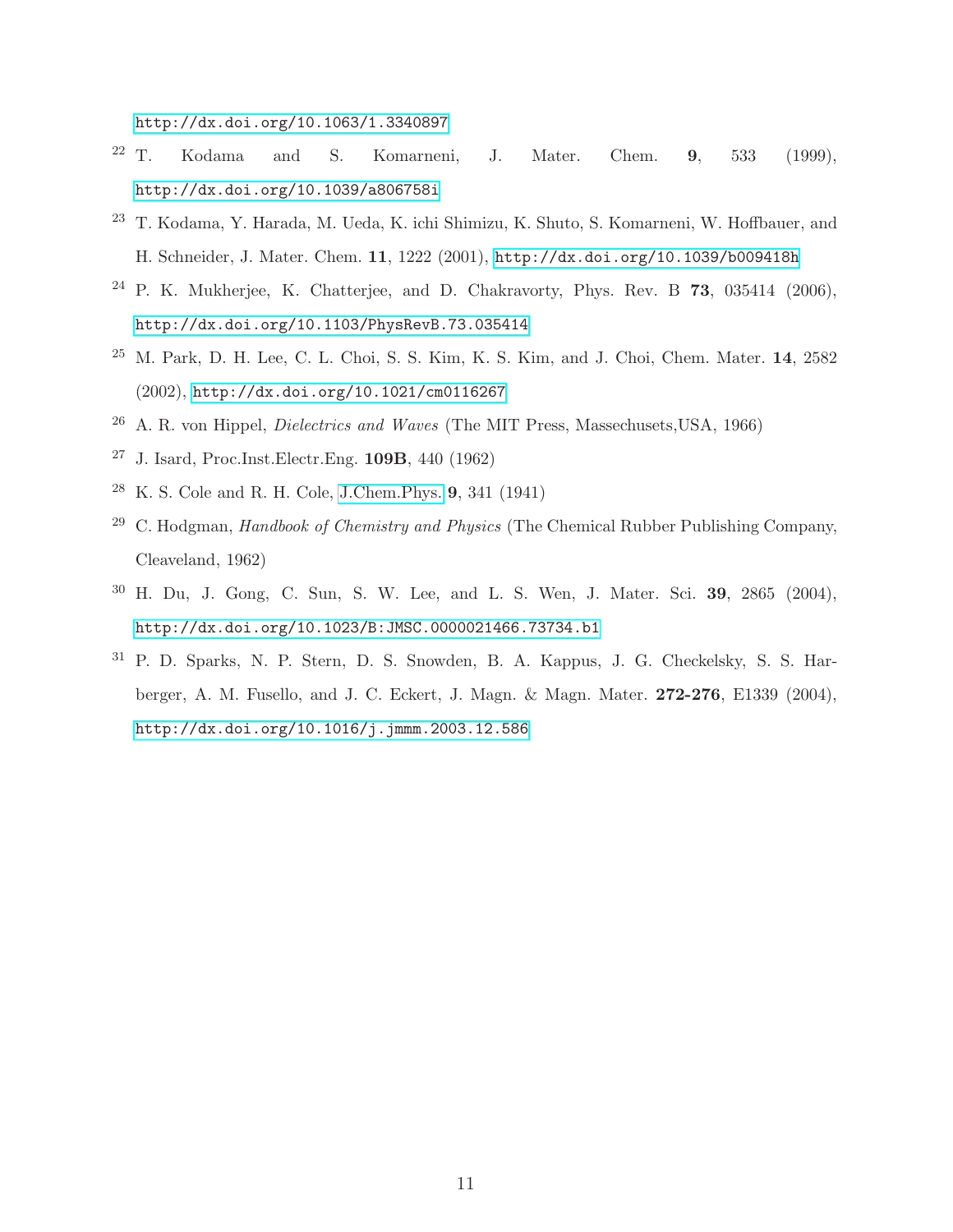http://dx.doi.org/10.1063/1.3340897

[22] T. Kodama and S. Komarneni, J. Mater. Chem. **9**, 533 (1999), http://dx.doi.org/10.1039/a806758i

[23] T. Kodama, Y. Harada, M. Ueda, K. ichi Shimizu, K. Shuto, S. Komarneni, W. Hoffbauer, and H. Schneider, J. Mater. Chem. **11**, 1222 (2001), http://dx.doi.org/10.1039/b009418h

[24] P. K. Mukherjee, K. Chatterjee, and D. Chakravorty, Phys. Rev. B **73**, 035414 (2006), http://dx.doi.org/10.1103/PhysRevB.73.035414

[25] M. Park, D. H. Lee, C. L. Choi, S. S. Kim, K. S. Kim, and J. Choi, Chem. Mater. **14**, 2582 (2002), http://dx.doi.org/10.1021/cm0116267

[26] A. R. von Hippel, *Dielectrics and Waves* (The MIT Press, Massechusets,USA, 1966)

[27] J. Isard, Proc.Inst.Electr.Eng. **109B**, 440 (1962)

[28] K. S. Cole and R. H. Cole, J.Chem.Phys. **9**, 341 (1941)

[29] C. Hodgman, *Handbook of Chemistry and Physics* (The Chemical Rubber Publishing Company, Cleaveland, 1962)

[30] H. Du, J. Gong, C. Sun, S. W. Lee, and L. S. Wen, J. Mater. Sci. **39**, 2865 (2004), http://dx.doi.org/10.1023/B:JMSC.0000021466.73734.b1

[31] P. D. Sparks, N. P. Stern, D. S. Snowden, B. A. Kappus, J. G. Checkelsky, S. S. Harberger, A. M. Fusello, and J. C. Eckert, J. Magn. & Magn. Mater. **272-276**, E1339 (2004), http://dx.doi.org/10.1016/j.jmmm.2003.12.586